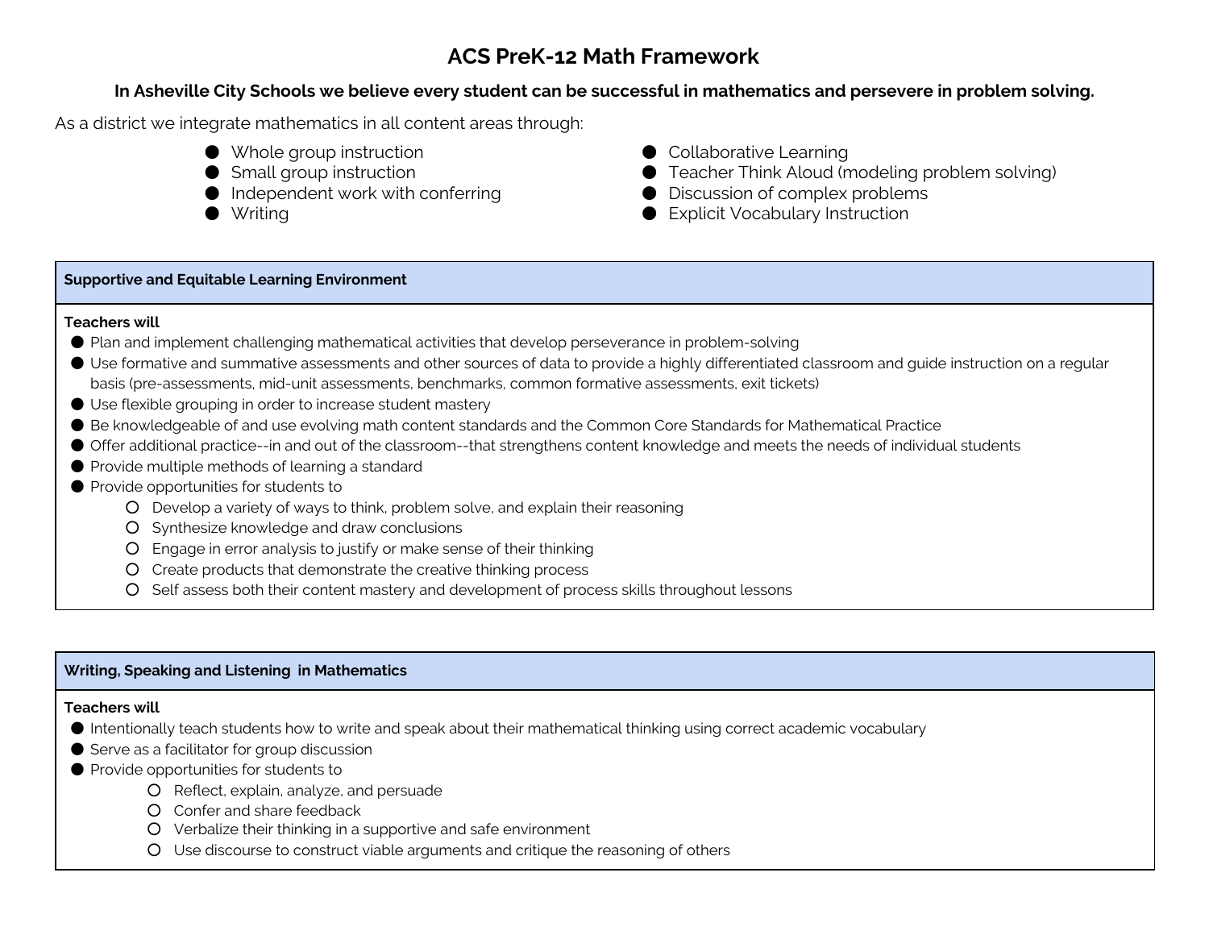# ACS PreK-12 Math Framework

**In Asheville City Schools we believe every student can be successful in mathematics and persevere in problem solving.**

As a district we integrate mathematics in all content areas through:

- Whole group instruction
- Small group instruction
- Independent work with conferring
- Writing
- Collaborative Learning
- Teacher Think Aloud (modeling problem solving)
- Discussion of complex problems
- Explicit Vocabulary Instruction

## Supportive and Equitable Learning Environment

**Teachers will**

- Plan and implement challenging mathematical activities that develop perseverance in problem-solving
- Use formative and summative assessments and other sources of data to provide a highly differentiated classroom and guide instruction on a regular basis (pre-assessments, mid-unit assessments, benchmarks, common formative assessments, exit tickets)
- Use flexible grouping in order to increase student mastery
- Be knowledgeable of and use evolving math content standards and the Common Core Standards for Mathematical Practice
- Offer additional practice--in and out of the classroom--that strengthens content knowledge and meets the needs of individual students
- Provide multiple methods of learning a standard
- Provide opportunities for students to
  - Develop a variety of ways to think, problem solve, and explain their reasoning
  - Synthesize knowledge and draw conclusions
  - Engage in error analysis to justify or make sense of their thinking
  - Create products that demonstrate the creative thinking process
  - Self assess both their content mastery and development of process skills throughout lessons

## Writing, Speaking and Listening in Mathematics

**Teachers will**

- Intentionally teach students how to write and speak about their mathematical thinking using correct academic vocabulary
- Serve as a facilitator for group discussion
- Provide opportunities for students to
  - Reflect, explain, analyze, and persuade
  - Confer and share feedback
  - Verbalize their thinking in a supportive and safe environment
  - Use discourse to construct viable arguments and critique the reasoning of others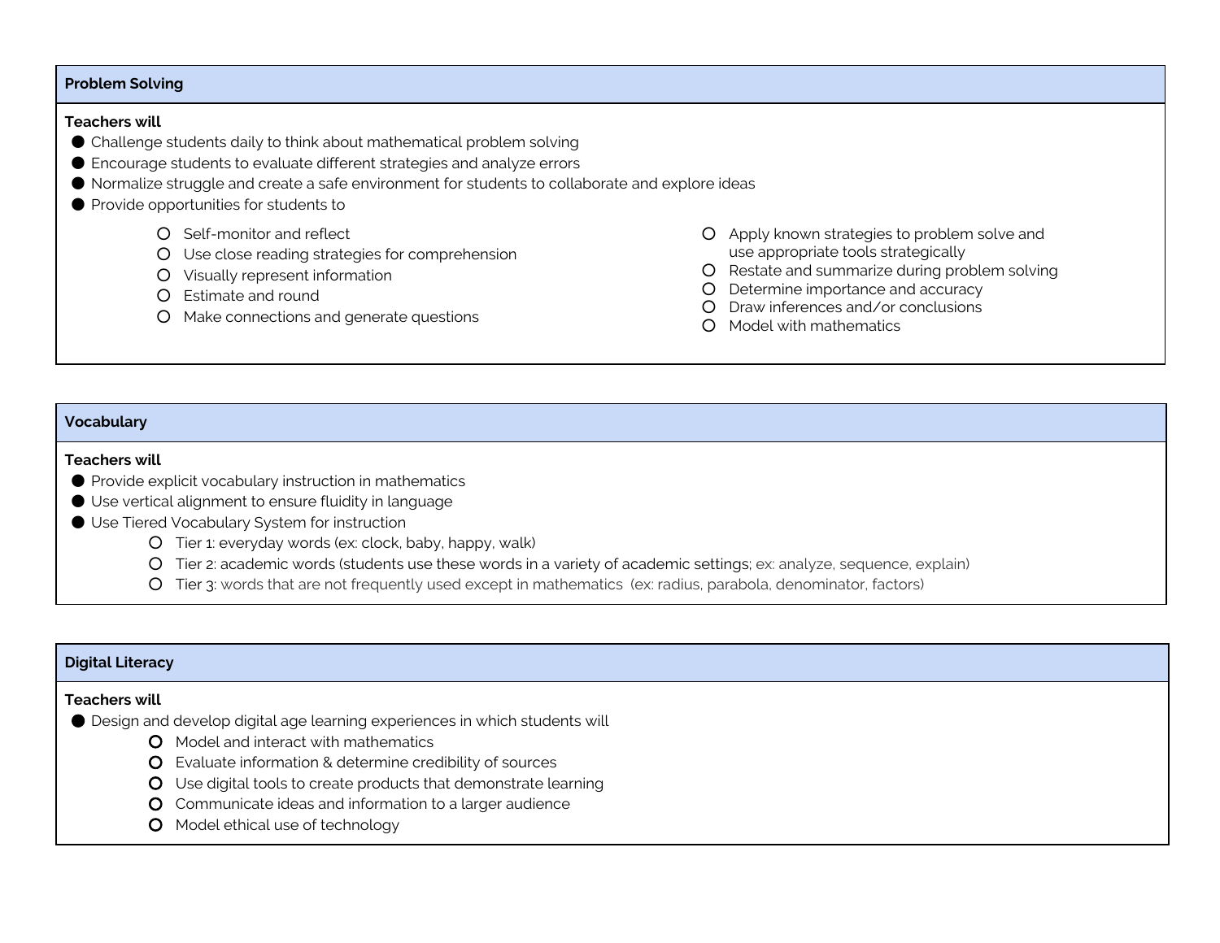## Problem Solving

**Teachers will**

- Challenge students daily to think about mathematical problem solving
- Encourage students to evaluate different strategies and analyze errors
- Normalize struggle and create a safe environment for students to collaborate and explore ideas
- Provide opportunities for students to
  - Self-monitor and reflect
  - Use close reading strategies for comprehension
  - Visually represent information
  - Estimate and round
  - Make connections and generate questions
  - Apply known strategies to problem solve and use appropriate tools strategically
  - Restate and summarize during problem solving
  - Determine importance and accuracy
  - Draw inferences and/or conclusions
  - Model with mathematics

## Vocabulary

**Teachers will**

- Provide explicit vocabulary instruction in mathematics
- Use vertical alignment to ensure fluidity in language
- Use Tiered Vocabulary System for instruction
  - Tier 1: everyday words (ex: clock, baby, happy, walk)
  - Tier 2: academic words (students use these words in a variety of academic settings; ex: analyze, sequence, explain)
  - Tier 3: words that are not frequently used except in mathematics (ex: radius, parabola, denominator, factors)

## Digital Literacy

**Teachers will**

- Design and develop digital age learning experiences in which students will
  - Model and interact with mathematics
  - Evaluate information & determine credibility of sources
  - Use digital tools to create products that demonstrate learning
  - Communicate ideas and information to a larger audience
  - Model ethical use of technology